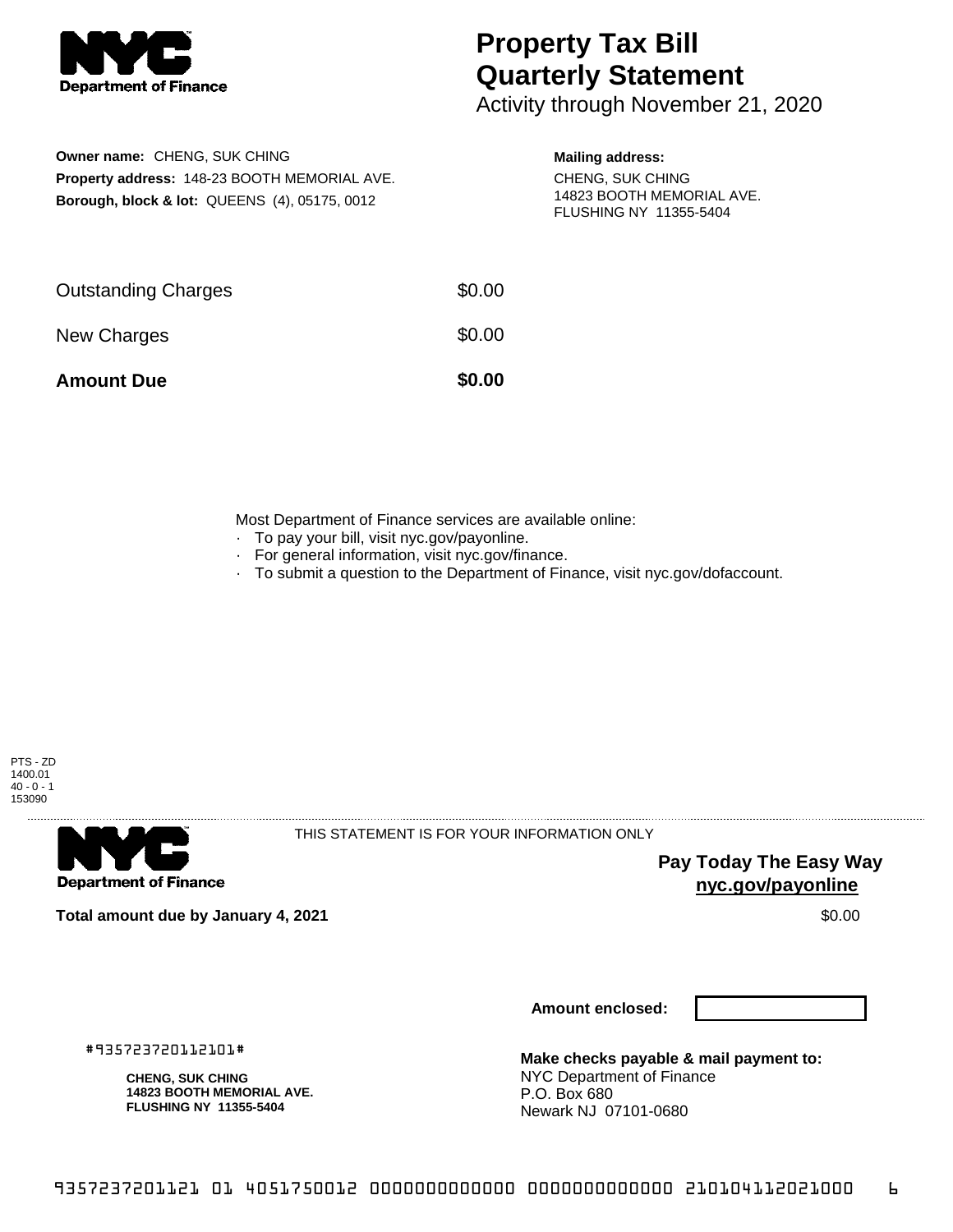**NYC Department of Finance**

# Property Tax Bill Quarterly Statement

Activity through November 21, 2020

**Owner name:** CHENG, SUK CHING
**Property address:** 148-23 BOOTH MEMORIAL AVE.
**Borough, block & lot:** QUEENS (4), 05175, 0012

**Mailing address:**
CHENG, SUK CHING
14823 BOOTH MEMORIAL AVE.
FLUSHING NY 11355-5404

| | |
|---|---|
| Outstanding Charges | $0.00 |
| New Charges | $0.00 |
| **Amount Due** | **$0.00** |

Most Department of Finance services are available online:
- To pay your bill, visit nyc.gov/payonline.
- For general information, visit nyc.gov/finance.
- To submit a question to the Department of Finance, visit nyc.gov/dofaccount.

PTS - ZD
1400.01
40 - 0 - 1
153090

**NYC Department of Finance**

THIS STATEMENT IS FOR YOUR INFORMATION ONLY

**Pay Today The Easy Way**
**nyc.gov/payonline**

**Total amount due by January 4, 2021** $0.00

**Amount enclosed:**

#935723720112101#

**CHENG, SUK CHING**
**14823 BOOTH MEMORIAL AVE.**
**FLUSHING NY 11355-5404**

**Make checks payable & mail payment to:**
NYC Department of Finance
P.O. Box 680
Newark NJ 07101-0680

9357237201121 01 4051750012 0000000000000 0000000000000 210104112021000 6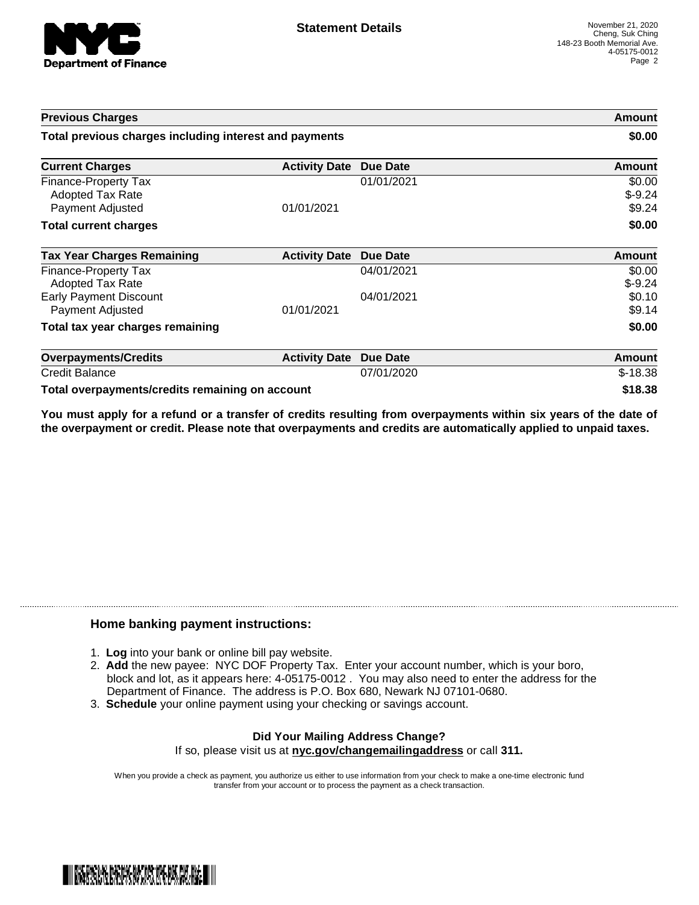# Statement Details

November 21, 2020
Cheng, Suk Ching
148-23 Booth Memorial Ave.
4-05175-0012

| Previous Charges | | | Amount |
|---|---|---|---|
| **Total previous charges including interest and payments** | | | **$0.00** |

| Current Charges | Activity Date | Due Date | Amount |
|---|---|---|---|
| Finance-Property Tax | | 01/01/2021 | $0.00 |
| Adopted Tax Rate | | | $-9.24 |
| Payment Adjusted | 01/01/2021 | | $9.24 |
| **Total current charges** | | | **$0.00** |

| Tax Year Charges Remaining | Activity Date | Due Date | Amount |
|---|---|---|---|
| Finance-Property Tax | | 04/01/2021 | $0.00 |
| Adopted Tax Rate | | | $-9.24 |
| Early Payment Discount | | 04/01/2021 | $0.10 |
| Payment Adjusted | 01/01/2021 | | $9.14 |
| **Total tax year charges remaining** | | | **$0.00** |

| Overpayments/Credits | Activity Date | Due Date | Amount |
|---|---|---|---|
| Credit Balance | | 07/01/2020 | $-18.38 |
| **Total overpayments/credits remaining on account** | | | **$18.38** |

**You must apply for a refund or a transfer of credits resulting from overpayments within six years of the date of the overpayment or credit. Please note that overpayments and credits are automatically applied to unpaid taxes.**

## Home banking payment instructions:

1. **Log** into your bank or online bill pay website.
2. **Add** the new payee: NYC DOF Property Tax. Enter your account number, which is your boro, block and lot, as it appears here: 4-05175-0012 . You may also need to enter the address for the Department of Finance. The address is P.O. Box 680, Newark NJ 07101-0680.
3. **Schedule** your online payment using your checking or savings account.

**Did Your Mailing Address Change?**
If so, please visit us at **nyc.gov/changemailingaddress** or call **311.**

When you provide a check as payment, you authorize us either to use information from your check to make a one-time electronic fund transfer from your account or to process the payment as a check transaction.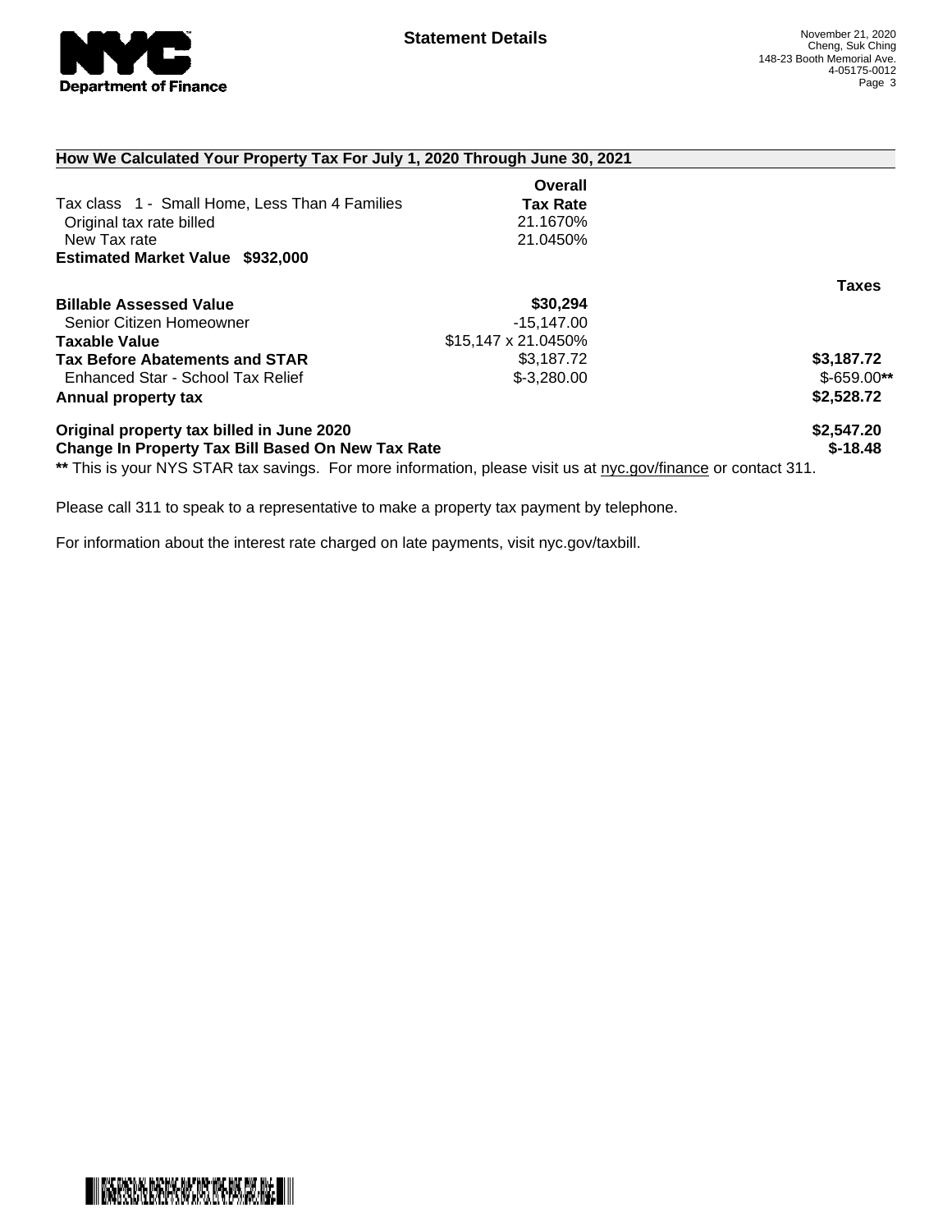## Statement Details

November 21, 2020
Cheng, Suk Ching
148-23 Booth Memorial Ave.
4-05175-0012

### How We Calculated Your Property Tax For July 1, 2020 Through June 30, 2021

| | Overall Tax Rate | |
|---|---|---|
| Tax class 1 - Small Home, Less Than 4 Families | | |
| Original tax rate billed | 21.1670% | |
| New Tax rate | 21.0450% | |
| **Estimated Market Value $932,000** | | |
| | | **Taxes** |
| **Billable Assessed Value** | **$30,294** | |
| Senior Citizen Homeowner | -15,147.00 | |
| **Taxable Value** | $15,147 x 21.0450% | |
| **Tax Before Abatements and STAR** | $3,187.72 | **$3,187.72** |
| Enhanced Star - School Tax Relief | $-3,280.00 | $-659.00** |
| **Annual property tax** | | **$2,528.72** |
| **Original property tax billed in June 2020** | | **$2,547.20** |
| **Change In Property Tax Bill Based On New Tax Rate** | | **$-18.48** |

** This is your NYS STAR tax savings. For more information, please visit us at nyc.gov/finance or contact 311.

Please call 311 to speak to a representative to make a property tax payment by telephone.

For information about the interest rate charged on late payments, visit nyc.gov/taxbill.